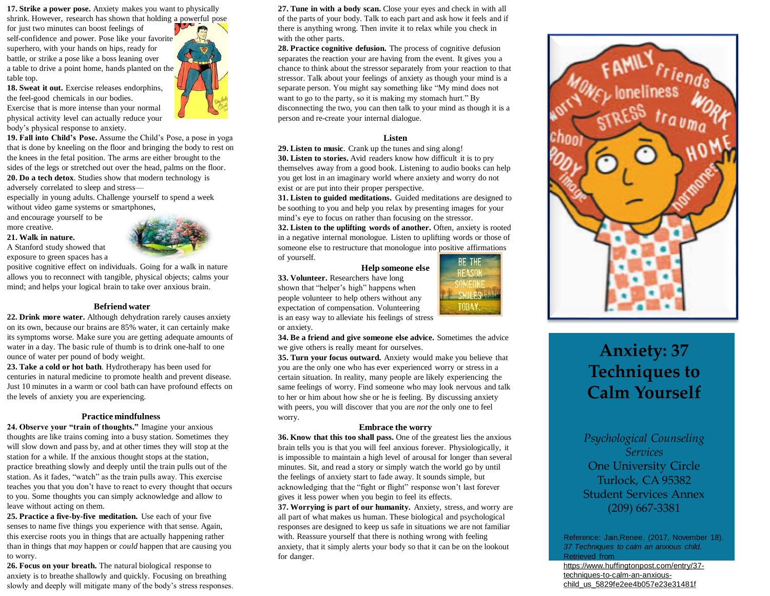**17. Strike a power pose.** Anxiety makes you want to physically shrink. However, research has shown that holding a powerful pose for just two minutes can boost feelings of self-confidence and power. Pose like your favorite superhero, with your hands on hips, ready for battle, or strike a pose like a boss leaning over a table to drive a point home, hands planted on the table top.

**18. Sweat it out.** Exercise releases endorphins, the feel-good chemicals in our bodies. Exercise that is more intense than your normal physical activity level can actually reduce your body's physical response to anxiety.

**19. Fall into Child's Pose.** Assume the Child's Pose, a pose in yoga that is done by kneeling on the floor and bringing the body to rest on the knees in the fetal position. The arms are either brought to the sides of the legs or stretched out over the head, palms on the floor.

**20. Do a tech detox**. Studies show that modern technology is adversely correlated to sleep and stress— especially in young adults. Challenge yourself to spend a week without video game systems or smartphones, and encourage yourself to be more creative.

**21. Walk in nature.** A Stanford study showed that exposure to green spaces has a positive cognitive effect on individuals. Going for a walk in nature allows you to reconnect with tangible, physical objects; calms your mind; and helps your logical brain to take over anxious brain.

### Befriend water

**22. Drink more water.** Although dehydration rarely causes anxiety on its own, because our brains are 85% water, it can certainly make its symptoms worse. Make sure you are getting adequate amounts of water in a day. The basic rule of thumb is to drink one-half to one ounce of water per pound of body weight.

**23. Take a cold or hot bath**. Hydrotherapy has been used for centuries in natural medicine to promote health and prevent disease. Just 10 minutes in a warm or cool bath can have profound effects on the levels of anxiety you are experiencing.

### Practice mindfulness

**24. Observe your "train of thoughts."** Imagine your anxious thoughts are like trains coming into a busy station. Sometimes they will slow down and pass by, and at other times they will stop at the station for a while. If the anxious thought stops at the station, practice breathing slowly and deeply until the train pulls out of the station. As it fades, "watch" as the train pulls away. This exercise teaches you that you don't have to react to every thought that occurs to you. Some thoughts you can simply acknowledge and allow to leave without acting on them.

**25. Practice a five-by-five meditation.** Use each of your five senses to name five things you experience with that sense. Again, this exercise roots you in things that are actually happening rather than in things that *may* happen or *could* happen that are causing you to worry.

**26. Focus on your breath.** The natural biological response to anxiety is to breathe shallowly and quickly. Focusing on breathing slowly and deeply will mitigate many of the body's stress responses.

**27. Tune in with a body scan.** Close your eyes and check in with all of the parts of your body. Talk to each part and ask how it feels and if there is anything wrong. Then invite it to relax while you check in with the other parts.

**28. Practice cognitive defusion.** The process of cognitive defusion separates the reaction your are having from the event. It gives you a chance to think about the stressor separately from your reaction to that stressor. Talk about your feelings of anxiety as though your mind is a separate person. You might say something like "My mind does not want to go to the party, so it is making my stomach hurt." By disconnecting the two, you can then talk to your mind as though it is a person and re-create your internal dialogue.

### Listen

**29. Listen to music**. Crank up the tunes and sing along!

**30. Listen to stories.** Avid readers know how difficult it is to pry themselves away from a good book. Listening to audio books can help you get lost in an imaginary world where anxiety and worry do not exist or are put into their proper perspective.

**31. Listen to guided meditations.** Guided meditations are designed to be soothing to you and help you relax by presenting images for your mind's eye to focus on rather than focusing on the stressor.

**32. Listen to the uplifting words of another.** Often, anxiety is rooted in a negative internal monologue. Listen to uplifting words or those of someone else to restructure that monologue into positive affirmations of yourself.

### Help someone else

**33. Volunteer.** Researchers have long shown that "helper's high" happens when people volunteer to help others without any expectation of compensation. Volunteering is an easy way to alleviate his feelings of stress or anxiety.

**34. Be a friend and give someone else advice.** Sometimes the advice we give others is really meant for ourselves.

**35. Turn your focus outward.** Anxiety would make you believe that you are the only one who has ever experienced worry or stress in a certain situation. In reality, many people are likely experiencing the same feelings of worry. Find someone who may look nervous and talk to her or him about how she or he is feeling. By discussing anxiety with peers, you will discover that you are *not* the only one to feel worry.

### Embrace the worry

**36. Know that this too shall pass.** One of the greatest lies the anxious brain tells you is that you will feel anxious forever. Physiologically, it is impossible to maintain a high level of arousal for longer than several minutes. Sit, and read a story or simply watch the world go by until the feelings of anxiety start to fade away. It sounds simple, but acknowledging that the "fight or flight" response won't last forever gives it less power when you begin to feel its effects.

**37. Worrying is part of our humanity.** Anxiety, stress, and worry are all part of what makes us human. These biological and psychological responses are designed to keep us safe in situations we are not familiar with. Reassure yourself that there is nothing wrong with feeling anxiety, that it simply alerts your body so that it can be on the lookout for danger.

# Anxiety: 37 Techniques to Calm Yourself

*Psychological Counseling Services*

One University Circle
Turlock, CA 95382
Student Services Annex
(209) 667-3381

Reference: Jain,Renee. (2017, November 18). *37 Techniques to calm an anxious child.* Retrieved from https://www.huffingtonpost.com/entry/37-techniques-to-calm-an-anxious-child_us_5829fe2ee4b057e23e31481f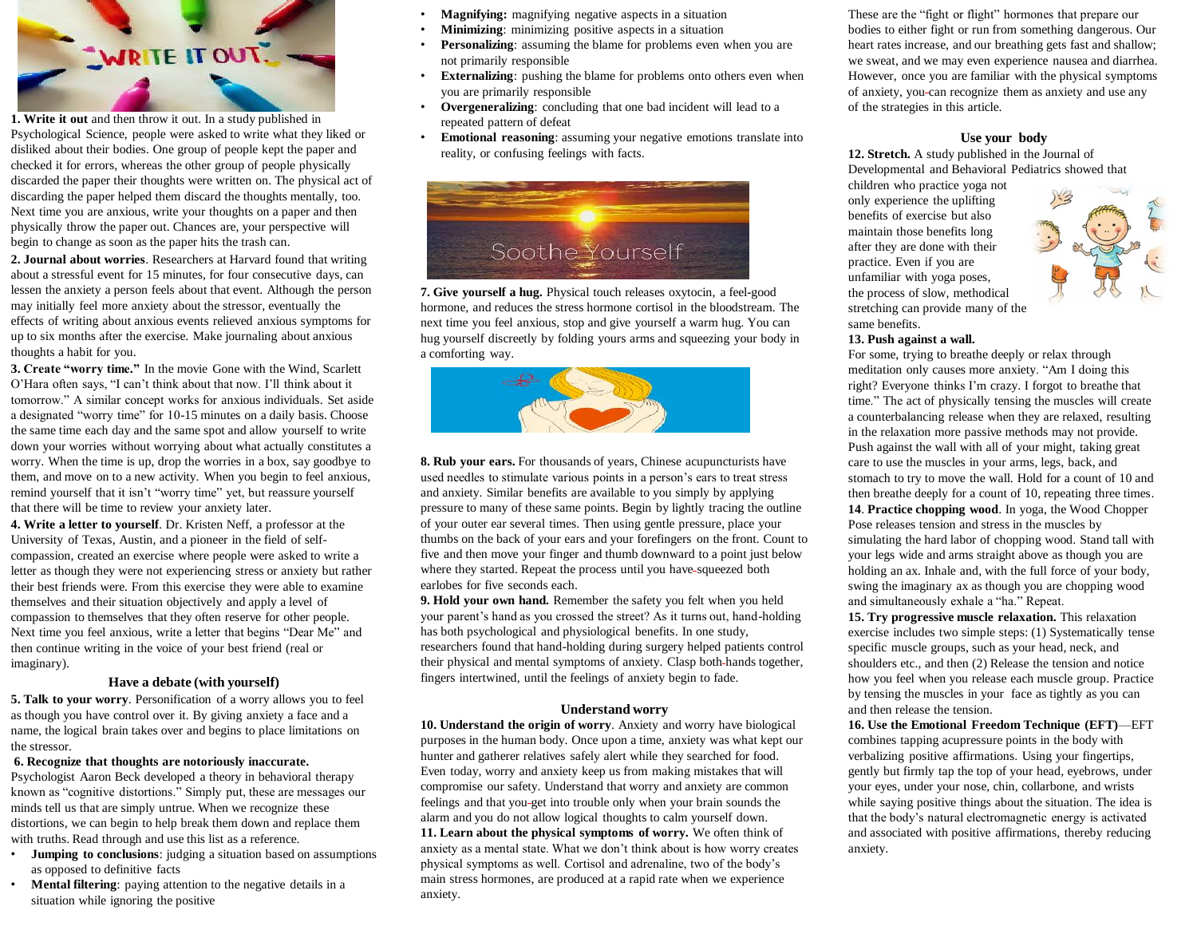**1. Write it out** and then throw it out. In a study published in Psychological Science, people were asked to write what they liked or disliked about their bodies. One group of people kept the paper and checked it for errors, whereas the other group of people physically discarded the paper their thoughts were written on. The physical act of discarding the paper helped them discard the thoughts mentally, too. Next time you are anxious, write your thoughts on a paper and then physically throw the paper out. Chances are, your perspective will begin to change as soon as the paper hits the trash can.

**2. Journal about worries**. Researchers at Harvard found that writing about a stressful event for 15 minutes, for four consecutive days, can lessen the anxiety a person feels about that event. Although the person may initially feel more anxiety about the stressor, eventually the effects of writing about anxious events relieved anxious symptoms for up to six months after the exercise. Make journaling about anxious thoughts a habit for you.

**3. Create "worry time."** In the movie Gone with the Wind, Scarlett O'Hara often says, "I can't think about that now. I'll think about it tomorrow." A similar concept works for anxious individuals. Set aside a designated "worry time" for 10-15 minutes on a daily basis. Choose the same time each day and the same spot and allow yourself to write down your worries without worrying about what actually constitutes a worry. When the time is up, drop the worries in a box, say goodbye to them, and move on to a new activity. When you begin to feel anxious, remind yourself that it isn't "worry time" yet, but reassure yourself that there will be time to review your anxiety later.

**4. Write a letter to yourself**. Dr. Kristen Neff, a professor at the University of Texas, Austin, and a pioneer in the field of self-compassion, created an exercise where people were asked to write a letter as though they were not experiencing stress or anxiety but rather their best friends were. From this exercise they were able to examine themselves and their situation objectively and apply a level of compassion to themselves that they often reserve for other people. Next time you feel anxious, write a letter that begins "Dear Me" and then continue writing in the voice of your best friend (real or imaginary).

## Have a debate (with yourself)

**5. Talk to your worry**. Personification of a worry allows you to feel as though you have control over it. By giving anxiety a face and a name, the logical brain takes over and begins to place limitations on the stressor.

**6. Recognize that thoughts are notoriously inaccurate.** Psychologist Aaron Beck developed a theory in behavioral therapy known as "cognitive distortions." Simply put, these are messages our minds tell us that are simply untrue. When we recognize these distortions, we can begin to help break them down and replace them with truths. Read through and use this list as a reference.

- **Jumping to conclusions**: judging a situation based on assumptions as opposed to definitive facts
- **Mental filtering**: paying attention to the negative details in a situation while ignoring the positive
- **Magnifying:** magnifying negative aspects in a situation
- **Minimizing**: minimizing positive aspects in a situation
- **Personalizing**: assuming the blame for problems even when you are not primarily responsible
- **Externalizing**: pushing the blame for problems onto others even when you are primarily responsible
- **Overgeneralizing**: concluding that one bad incident will lead to a repeated pattern of defeat
- **Emotional reasoning**: assuming your negative emotions translate into reality, or confusing feelings with facts.

## Soothe Yourself

**7. Give yourself a hug.** Physical touch releases oxytocin, a feel-good hormone, and reduces the stress hormone cortisol in the bloodstream. The next time you feel anxious, stop and give yourself a warm hug. You can hug yourself discreetly by folding yours arms and squeezing your body in a comforting way.

**8. Rub your ears.** For thousands of years, Chinese acupuncturists have used needles to stimulate various points in a person's ears to treat stress and anxiety. Similar benefits are available to you simply by applying pressure to many of these same points. Begin by lightly tracing the outline of your outer ear several times. Then using gentle pressure, place your thumbs on the back of your ears and your forefingers on the front. Count to five and then move your finger and thumb downward to a point just below where they started. Repeat the process until you have squeezed both earlobes for five seconds each.

**9. Hold your own hand.** Remember the safety you felt when you held your parent's hand as you crossed the street? As it turns out, hand-holding has both psychological and physiological benefits. In one study, researchers found that hand-holding during surgery helped patients control their physical and mental symptoms of anxiety. Clasp both hands together, fingers intertwined, until the feelings of anxiety begin to fade.

## Understand worry

**10. Understand the origin of worry**. Anxiety and worry have biological purposes in the human body. Once upon a time, anxiety was what kept our hunter and gatherer relatives safely alert while they searched for food. Even today, worry and anxiety keep us from making mistakes that will compromise our safety. Understand that worry and anxiety are common feelings and that you get into trouble only when your brain sounds the alarm and you do not allow logical thoughts to calm yourself down.

**11. Learn about the physical symptoms of worry.** We often think of anxiety as a mental state. What we don't think about is how worry creates physical symptoms as well. Cortisol and adrenaline, two of the body's main stress hormones, are produced at a rapid rate when we experience anxiety. These are the "fight or flight" hormones that prepare our bodies to either fight or run from something dangerous. Our heart rates increase, and our breathing gets fast and shallow; we sweat, and we may even experience nausea and diarrhea. However, once you are familiar with the physical symptoms of anxiety, you can recognize them as anxiety and use any of the strategies in this article.

## Use your body

**12. Stretch.** A study published in the Journal of Developmental and Behavioral Pediatrics showed that children who practice yoga not only experience the uplifting benefits of exercise but also maintain those benefits long after they are done with their practice. Even if you are unfamiliar with yoga poses, the process of slow, methodical stretching can provide many of the same benefits.

**13. Push against a wall.** For some, trying to breathe deeply or relax through meditation only causes more anxiety. "Am I doing this right? Everyone thinks I'm crazy. I forgot to breathe that time." The act of physically tensing the muscles will create a counterbalancing release when they are relaxed, resulting in the relaxation more passive methods may not provide. Push against the wall with all of your might, taking great care to use the muscles in your arms, legs, back, and stomach to try to move the wall. Hold for a count of 10 and then breathe deeply for a count of 10, repeating three times.

**14. Practice chopping wood**. In yoga, the Wood Chopper Pose releases tension and stress in the muscles by simulating the hard labor of chopping wood. Stand tall with your legs wide and arms straight above as though you are holding an ax. Inhale and, with the full force of your body, swing the imaginary ax as though you are chopping wood and simultaneously exhale a "ha." Repeat.

**15. Try progressive muscle relaxation.** This relaxation exercise includes two simple steps: (1) Systematically tense specific muscle groups, such as your head, neck, and shoulders etc., and then (2) Release the tension and notice how you feel when you release each muscle group. Practice by tensing the muscles in your face as tightly as you can and then release the tension.

**16. Use the Emotional Freedom Technique (EFT)**—EFT combines tapping acupressure points in the body with verbalizing positive affirmations. Using your fingertips, gently but firmly tap the top of your head, eyebrows, under your eyes, under your nose, chin, collarbone, and wrists while saying positive things about the situation. The idea is that the body's natural electromagnetic energy is activated and associated with positive affirmations, thereby reducing anxiety.